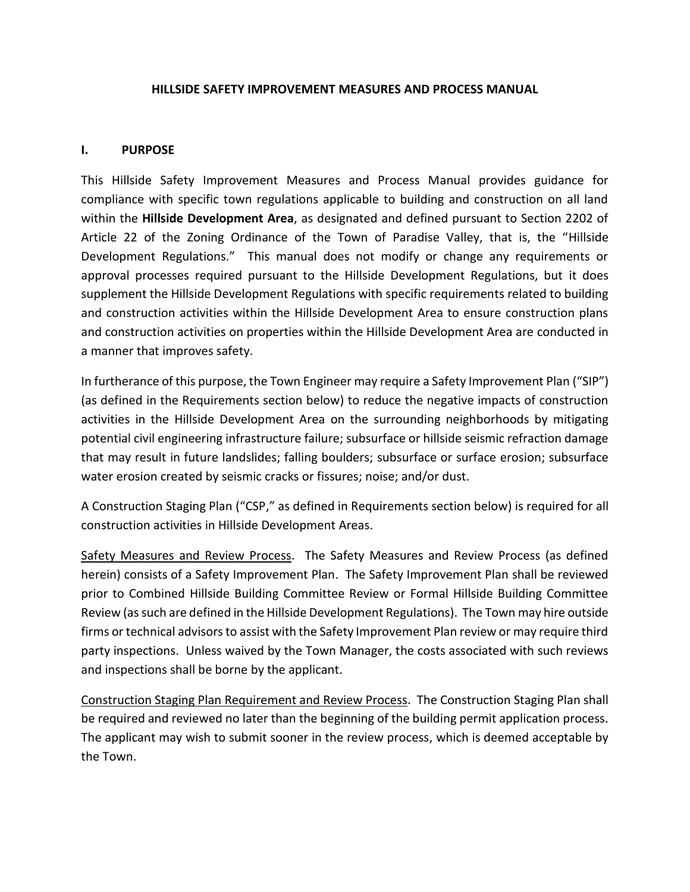# HILLSIDE SAFETY IMPROVEMENT MEASURES AND PROCESS MANUAL

## I. PURPOSE

This Hillside Safety Improvement Measures and Process Manual provides guidance for compliance with specific town regulations applicable to building and construction on all land within the **Hillside Development Area**, as designated and defined pursuant to Section 2202 of Article 22 of the Zoning Ordinance of the Town of Paradise Valley, that is, the "Hillside Development Regulations." This manual does not modify or change any requirements or approval processes required pursuant to the Hillside Development Regulations, but it does supplement the Hillside Development Regulations with specific requirements related to building and construction activities within the Hillside Development Area to ensure construction plans and construction activities on properties within the Hillside Development Area are conducted in a manner that improves safety.

In furtherance of this purpose, the Town Engineer may require a Safety Improvement Plan ("SIP") (as defined in the Requirements section below) to reduce the negative impacts of construction activities in the Hillside Development Area on the surrounding neighborhoods by mitigating potential civil engineering infrastructure failure; subsurface or hillside seismic refraction damage that may result in future landslides; falling boulders; subsurface or surface erosion; subsurface water erosion created by seismic cracks or fissures; noise; and/or dust.

A Construction Staging Plan ("CSP," as defined in Requirements section below) is required for all construction activities in Hillside Development Areas.

<u>Safety Measures and Review Process</u>. The Safety Measures and Review Process (as defined herein) consists of a Safety Improvement Plan. The Safety Improvement Plan shall be reviewed prior to Combined Hillside Building Committee Review or Formal Hillside Building Committee Review (as such are defined in the Hillside Development Regulations). The Town may hire outside firms or technical advisors to assist with the Safety Improvement Plan review or may require third party inspections. Unless waived by the Town Manager, the costs associated with such reviews and inspections shall be borne by the applicant.

<u>Construction Staging Plan Requirement and Review Process</u>. The Construction Staging Plan shall be required and reviewed no later than the beginning of the building permit application process. The applicant may wish to submit sooner in the review process, which is deemed acceptable by the Town.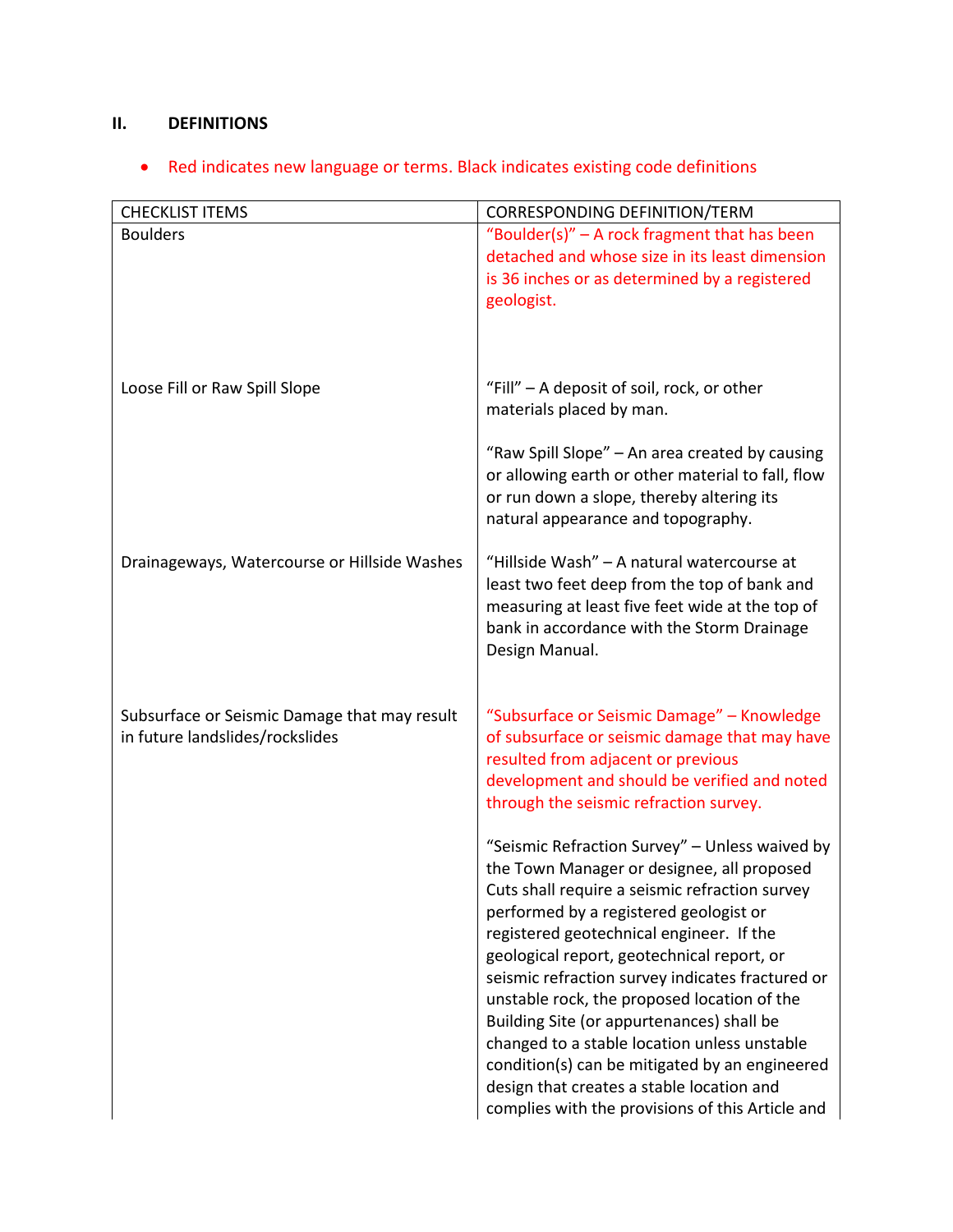## II. DEFINITIONS

- Red indicates new language or terms. Black indicates existing code definitions

| CHECKLIST ITEMS | CORRESPONDING DEFINITION/TERM |
|---|---|
| Boulders | "Boulder(s)" – A rock fragment that has been detached and whose size in its least dimension is 36 inches or as determined by a registered geologist. |
| Loose Fill or Raw Spill Slope | "Fill" – A deposit of soil, rock, or other materials placed by man.<br><br>"Raw Spill Slope" – An area created by causing or allowing earth or other material to fall, flow or run down a slope, thereby altering its natural appearance and topography. |
| Drainageways, Watercourse or Hillside Washes | "Hillside Wash" – A natural watercourse at least two feet deep from the top of bank and measuring at least five feet wide at the top of bank in accordance with the Storm Drainage Design Manual. |
| Subsurface or Seismic Damage that may result in future landslides/rockslides | "Subsurface or Seismic Damage" – Knowledge of subsurface or seismic damage that may have resulted from adjacent or previous development and should be verified and noted through the seismic refraction survey.<br><br>"Seismic Refraction Survey" – Unless waived by the Town Manager or designee, all proposed Cuts shall require a seismic refraction survey performed by a registered geologist or registered geotechnical engineer. If the geological report, geotechnical report, or seismic refraction survey indicates fractured or unstable rock, the proposed location of the Building Site (or appurtenances) shall be changed to a stable location unless unstable condition(s) can be mitigated by an engineered design that creates a stable location and complies with the provisions of this Article and |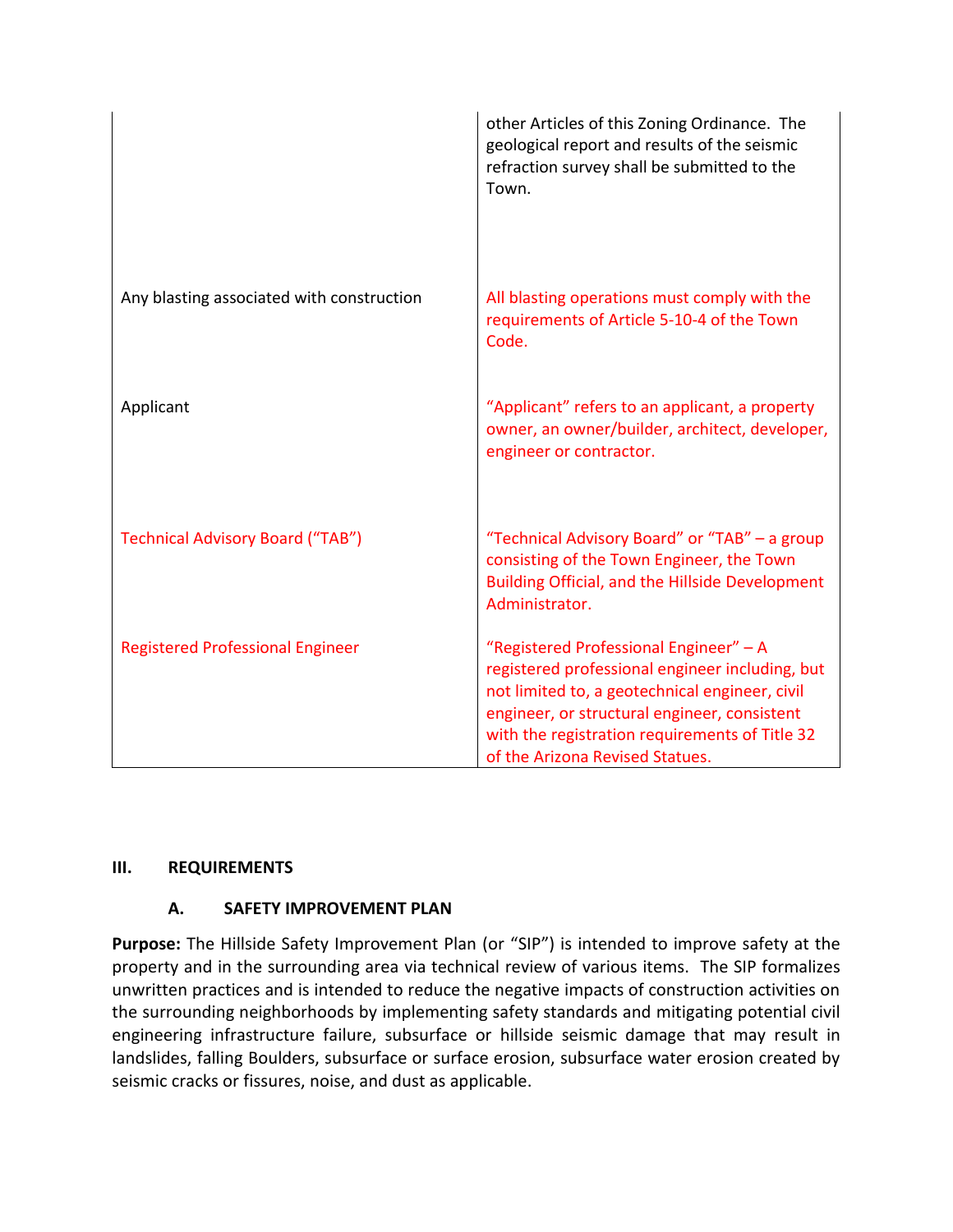| | |
|---|---|
| | other Articles of this Zoning Ordinance. The geological report and results of the seismic refraction survey shall be submitted to the Town. |
| Any blasting associated with construction | All blasting operations must comply with the requirements of Article 5-10-4 of the Town Code. |
| Applicant | "Applicant" refers to an applicant, a property owner, an owner/builder, architect, developer, engineer or contractor. |
| Technical Advisory Board ("TAB") | "Technical Advisory Board" or "TAB" – a group consisting of the Town Engineer, the Town Building Official, and the Hillside Development Administrator. |
| Registered Professional Engineer | "Registered Professional Engineer" – A registered professional engineer including, but not limited to, a geotechnical engineer, civil engineer, or structural engineer, consistent with the registration requirements of Title 32 of the Arizona Revised Statues. |

## III. REQUIREMENTS

### A. SAFETY IMPROVEMENT PLAN

**Purpose:** The Hillside Safety Improvement Plan (or "SIP") is intended to improve safety at the property and in the surrounding area via technical review of various items. The SIP formalizes unwritten practices and is intended to reduce the negative impacts of construction activities on the surrounding neighborhoods by implementing safety standards and mitigating potential civil engineering infrastructure failure, subsurface or hillside seismic damage that may result in landslides, falling Boulders, subsurface or surface erosion, subsurface water erosion created by seismic cracks or fissures, noise, and dust as applicable.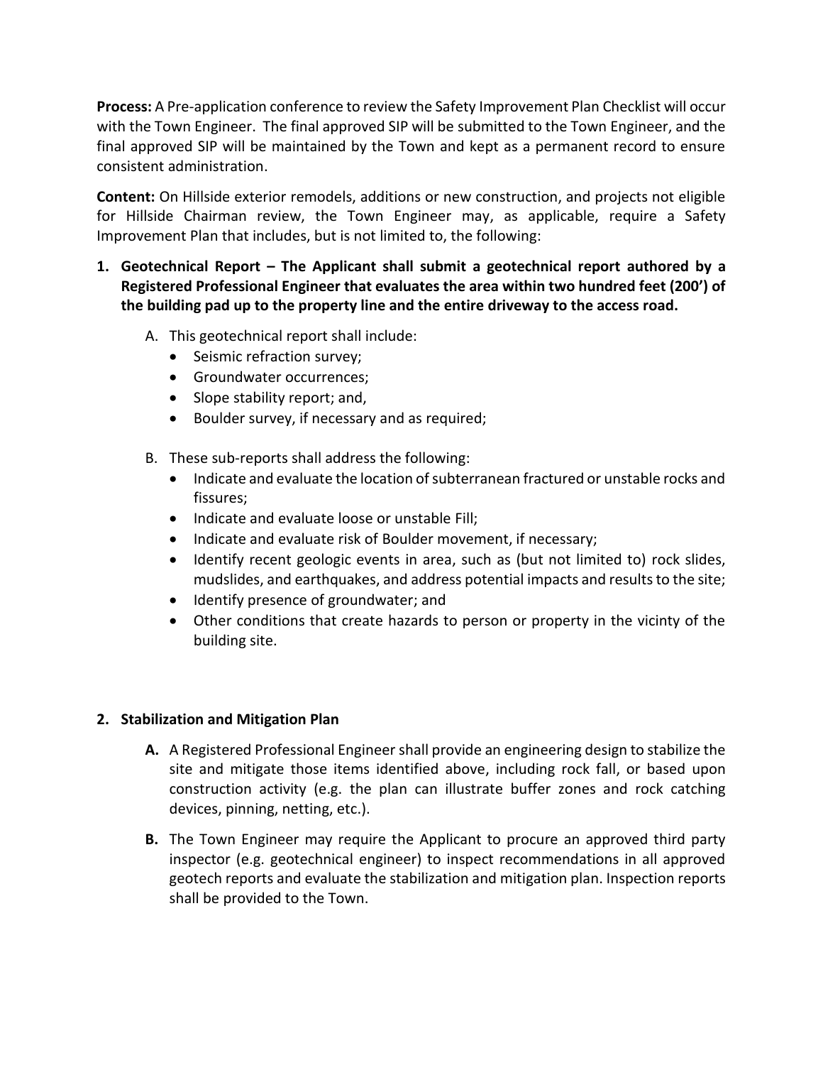**Process:** A Pre-application conference to review the Safety Improvement Plan Checklist will occur with the Town Engineer. The final approved SIP will be submitted to the Town Engineer, and the final approved SIP will be maintained by the Town and kept as a permanent record to ensure consistent administration.

**Content:** On Hillside exterior remodels, additions or new construction, and projects not eligible for Hillside Chairman review, the Town Engineer may, as applicable, require a Safety Improvement Plan that includes, but is not limited to, the following:

1. **Geotechnical Report – The Applicant shall submit a geotechnical report authored by a Registered Professional Engineer that evaluates the area within two hundred feet (200') of the building pad up to the property line and the entire driveway to the access road.**

   A. This geotechnical report shall include:
      - Seismic refraction survey;
      - Groundwater occurrences;
      - Slope stability report; and,
      - Boulder survey, if necessary and as required;

   B. These sub-reports shall address the following:
      - Indicate and evaluate the location of subterranean fractured or unstable rocks and fissures;
      - Indicate and evaluate loose or unstable Fill;
      - Indicate and evaluate risk of Boulder movement, if necessary;
      - Identify recent geologic events in area, such as (but not limited to) rock slides, mudslides, and earthquakes, and address potential impacts and results to the site;
      - Identify presence of groundwater; and
      - Other conditions that create hazards to person or property in the vicinty of the building site.

2. **Stabilization and Mitigation Plan**

   **A.** A Registered Professional Engineer shall provide an engineering design to stabilize the site and mitigate those items identified above, including rock fall, or based upon construction activity (e.g. the plan can illustrate buffer zones and rock catching devices, pinning, netting, etc.).

   **B.** The Town Engineer may require the Applicant to procure an approved third party inspector (e.g. geotechnical engineer) to inspect recommendations in all approved geotech reports and evaluate the stabilization and mitigation plan. Inspection reports shall be provided to the Town.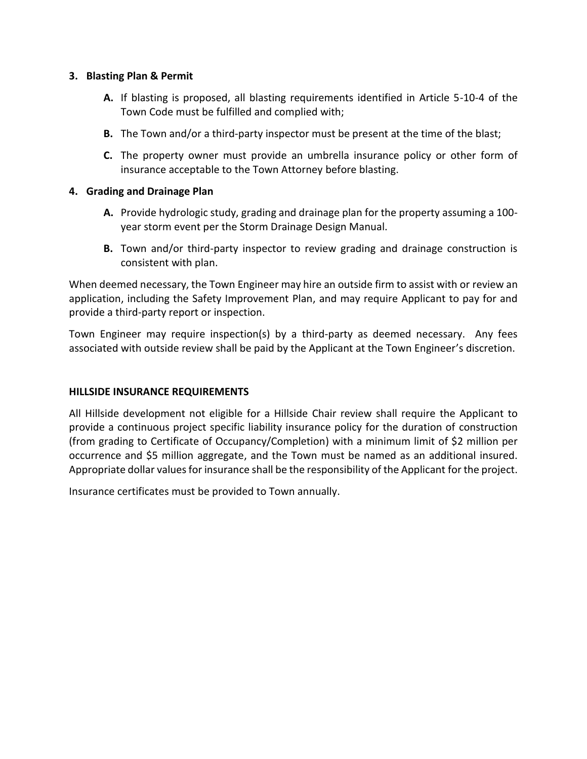**3. Blasting Plan & Permit**

- **A.** If blasting is proposed, all blasting requirements identified in Article 5-10-4 of the Town Code must be fulfilled and complied with;
- **B.** The Town and/or a third-party inspector must be present at the time of the blast;
- **C.** The property owner must provide an umbrella insurance policy or other form of insurance acceptable to the Town Attorney before blasting.

**4. Grading and Drainage Plan**

- **A.** Provide hydrologic study, grading and drainage plan for the property assuming a 100-year storm event per the Storm Drainage Design Manual.
- **B.** Town and/or third-party inspector to review grading and drainage construction is consistent with plan.

When deemed necessary, the Town Engineer may hire an outside firm to assist with or review an application, including the Safety Improvement Plan, and may require Applicant to pay for and provide a third-party report or inspection.

Town Engineer may require inspection(s) by a third-party as deemed necessary. Any fees associated with outside review shall be paid by the Applicant at the Town Engineer's discretion.

**HILLSIDE INSURANCE REQUIREMENTS**

All Hillside development not eligible for a Hillside Chair review shall require the Applicant to provide a continuous project specific liability insurance policy for the duration of construction (from grading to Certificate of Occupancy/Completion) with a minimum limit of $2 million per occurrence and $5 million aggregate, and the Town must be named as an additional insured. Appropriate dollar values for insurance shall be the responsibility of the Applicant for the project.

Insurance certificates must be provided to Town annually.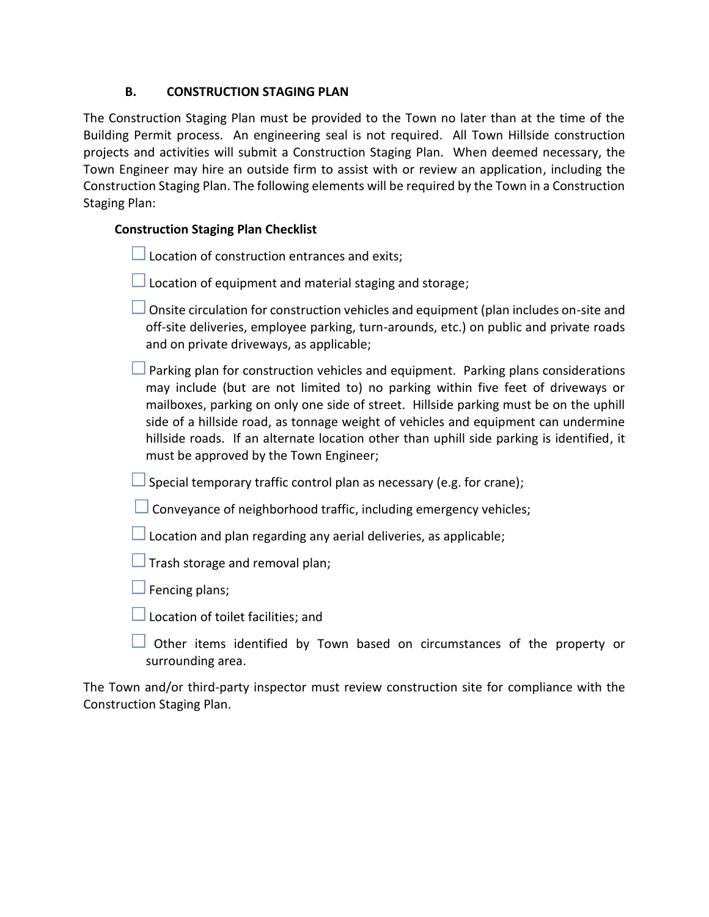### B. CONSTRUCTION STAGING PLAN

The Construction Staging Plan must be provided to the Town no later than at the time of the Building Permit process. An engineering seal is not required. All Town Hillside construction projects and activities will submit a Construction Staging Plan. When deemed necessary, the Town Engineer may hire an outside firm to assist with or review an application, including the Construction Staging Plan. The following elements will be required by the Town in a Construction Staging Plan:

**Construction Staging Plan Checklist**

- ☐ Location of construction entrances and exits;
- ☐ Location of equipment and material staging and storage;
- ☐ Onsite circulation for construction vehicles and equipment (plan includes on-site and off-site deliveries, employee parking, turn-arounds, etc.) on public and private roads and on private driveways, as applicable;
- ☐ Parking plan for construction vehicles and equipment. Parking plans considerations may include (but are not limited to) no parking within five feet of driveways or mailboxes, parking on only one side of street. Hillside parking must be on the uphill side of a hillside road, as tonnage weight of vehicles and equipment can undermine hillside roads. If an alternate location other than uphill side parking is identified, it must be approved by the Town Engineer;
- ☐ Special temporary traffic control plan as necessary (e.g. for crane);
- ☐ Conveyance of neighborhood traffic, including emergency vehicles;
- ☐ Location and plan regarding any aerial deliveries, as applicable;
- ☐ Trash storage and removal plan;
- ☐ Fencing plans;
- ☐ Location of toilet facilities; and
- ☐ Other items identified by Town based on circumstances of the property or surrounding area.

The Town and/or third-party inspector must review construction site for compliance with the Construction Staging Plan.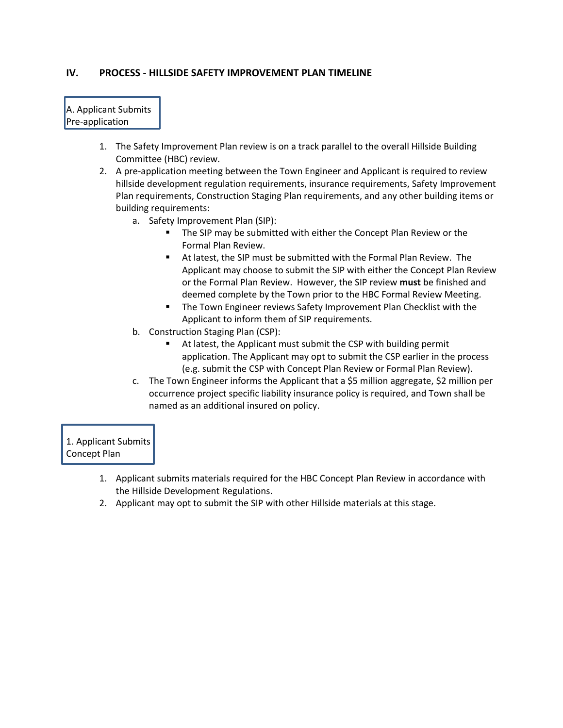## IV. PROCESS - HILLSIDE SAFETY IMPROVEMENT PLAN TIMELINE

A. Applicant Submits Pre-application

1. The Safety Improvement Plan review is on a track parallel to the overall Hillside Building Committee (HBC) review.
2. A pre-application meeting between the Town Engineer and Applicant is required to review hillside development regulation requirements, insurance requirements, Safety Improvement Plan requirements, Construction Staging Plan requirements, and any other building items or building requirements:
   a. Safety Improvement Plan (SIP):
      - The SIP may be submitted with either the Concept Plan Review or the Formal Plan Review.
      - At latest, the SIP must be submitted with the Formal Plan Review. The Applicant may choose to submit the SIP with either the Concept Plan Review or the Formal Plan Review. However, the SIP review **must** be finished and deemed complete by the Town prior to the HBC Formal Review Meeting.
      - The Town Engineer reviews Safety Improvement Plan Checklist with the Applicant to inform them of SIP requirements.
   
   b. Construction Staging Plan (CSP):
      - At latest, the Applicant must submit the CSP with building permit application. The Applicant may opt to submit the CSP earlier in the process (e.g. submit the CSP with Concept Plan Review or Formal Plan Review).
   
   c. The Town Engineer informs the Applicant that a $5 million aggregate, $2 million per occurrence project specific liability insurance policy is required, and Town shall be named as an additional insured on policy.

1. Applicant Submits Concept Plan

1. Applicant submits materials required for the HBC Concept Plan Review in accordance with the Hillside Development Regulations.
2. Applicant may opt to submit the SIP with other Hillside materials at this stage.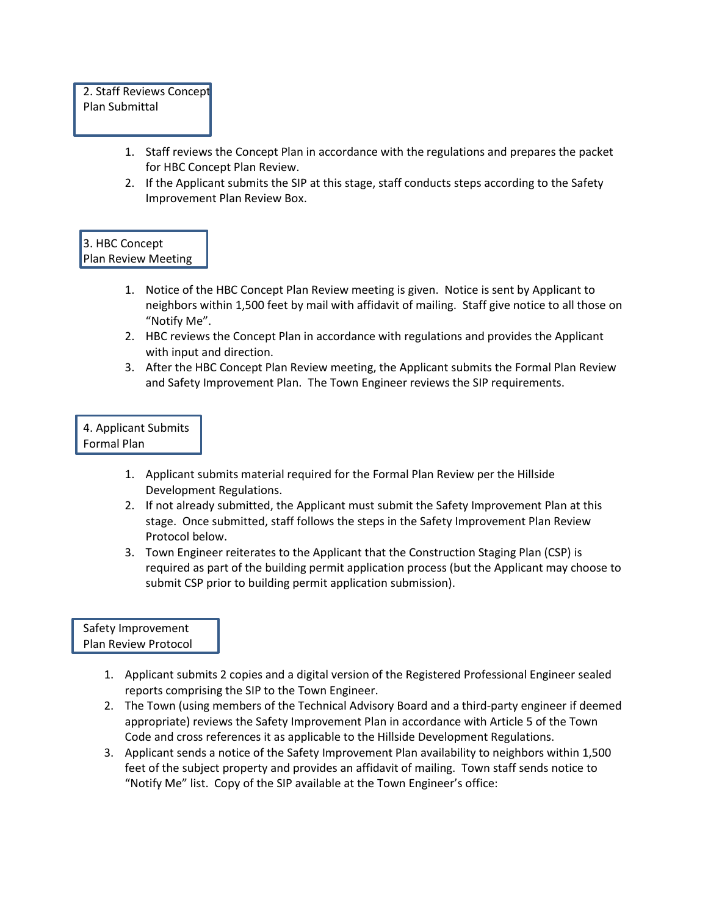## 2. Staff Reviews Concept Plan Submittal

1. Staff reviews the Concept Plan in accordance with the regulations and prepares the packet for HBC Concept Plan Review.
2. If the Applicant submits the SIP at this stage, staff conducts steps according to the Safety Improvement Plan Review Box.

## 3. HBC Concept Plan Review Meeting

1. Notice of the HBC Concept Plan Review meeting is given. Notice is sent by Applicant to neighbors within 1,500 feet by mail with affidavit of mailing. Staff give notice to all those on "Notify Me".
2. HBC reviews the Concept Plan in accordance with regulations and provides the Applicant with input and direction.
3. After the HBC Concept Plan Review meeting, the Applicant submits the Formal Plan Review and Safety Improvement Plan. The Town Engineer reviews the SIP requirements.

## 4. Applicant Submits Formal Plan

1. Applicant submits material required for the Formal Plan Review per the Hillside Development Regulations.
2. If not already submitted, the Applicant must submit the Safety Improvement Plan at this stage. Once submitted, staff follows the steps in the Safety Improvement Plan Review Protocol below.
3. Town Engineer reiterates to the Applicant that the Construction Staging Plan (CSP) is required as part of the building permit application process (but the Applicant may choose to submit CSP prior to building permit application submission).

## Safety Improvement Plan Review Protocol

1. Applicant submits 2 copies and a digital version of the Registered Professional Engineer sealed reports comprising the SIP to the Town Engineer.
2. The Town (using members of the Technical Advisory Board and a third-party engineer if deemed appropriate) reviews the Safety Improvement Plan in accordance with Article 5 of the Town Code and cross references it as applicable to the Hillside Development Regulations.
3. Applicant sends a notice of the Safety Improvement Plan availability to neighbors within 1,500 feet of the subject property and provides an affidavit of mailing. Town staff sends notice to "Notify Me" list. Copy of the SIP available at the Town Engineer's office: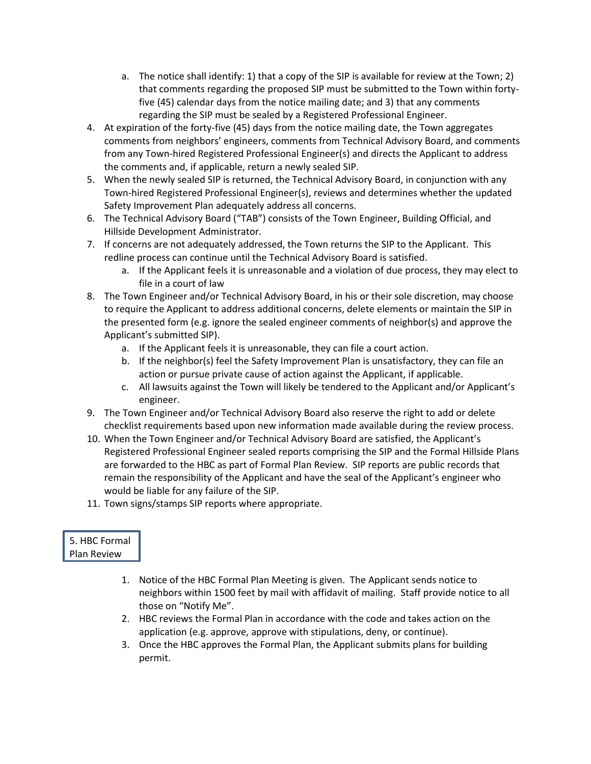a. The notice shall identify: 1) that a copy of the SIP is available for review at the Town; 2) that comments regarding the proposed SIP must be submitted to the Town within forty-five (45) calendar days from the notice mailing date; and 3) that any comments regarding the SIP must be sealed by a Registered Professional Engineer.

4. At expiration of the forty-five (45) days from the notice mailing date, the Town aggregates comments from neighbors' engineers, comments from Technical Advisory Board, and comments from any Town-hired Registered Professional Engineer(s) and directs the Applicant to address the comments and, if applicable, return a newly sealed SIP.
5. When the newly sealed SIP is returned, the Technical Advisory Board, in conjunction with any Town-hired Registered Professional Engineer(s), reviews and determines whether the updated Safety Improvement Plan adequately address all concerns.
6. The Technical Advisory Board ("TAB") consists of the Town Engineer, Building Official, and Hillside Development Administrator.
7. If concerns are not adequately addressed, the Town returns the SIP to the Applicant. This redline process can continue until the Technical Advisory Board is satisfied.
   a. If the Applicant feels it is unreasonable and a violation of due process, they may elect to file in a court of law
8. The Town Engineer and/or Technical Advisory Board, in his or their sole discretion, may choose to require the Applicant to address additional concerns, delete elements or maintain the SIP in the presented form (e.g. ignore the sealed engineer comments of neighbor(s) and approve the Applicant's submitted SIP).
   a. If the Applicant feels it is unreasonable, they can file a court action.
   b. If the neighbor(s) feel the Safety Improvement Plan is unsatisfactory, they can file an action or pursue private cause of action against the Applicant, if applicable.
   c. All lawsuits against the Town will likely be tendered to the Applicant and/or Applicant's engineer.
9. The Town Engineer and/or Technical Advisory Board also reserve the right to add or delete checklist requirements based upon new information made available during the review process.
10. When the Town Engineer and/or Technical Advisory Board are satisfied, the Applicant's Registered Professional Engineer sealed reports comprising the SIP and the Formal Hillside Plans are forwarded to the HBC as part of Formal Plan Review. SIP reports are public records that remain the responsibility of the Applicant and have the seal of the Applicant's engineer who would be liable for any failure of the SIP.
11. Town signs/stamps SIP reports where appropriate.

## 5. HBC Formal Plan Review

1. Notice of the HBC Formal Plan Meeting is given. The Applicant sends notice to neighbors within 1500 feet by mail with affidavit of mailing. Staff provide notice to all those on "Notify Me".
2. HBC reviews the Formal Plan in accordance with the code and takes action on the application (e.g. approve, approve with stipulations, deny, or continue).
3. Once the HBC approves the Formal Plan, the Applicant submits plans for building permit.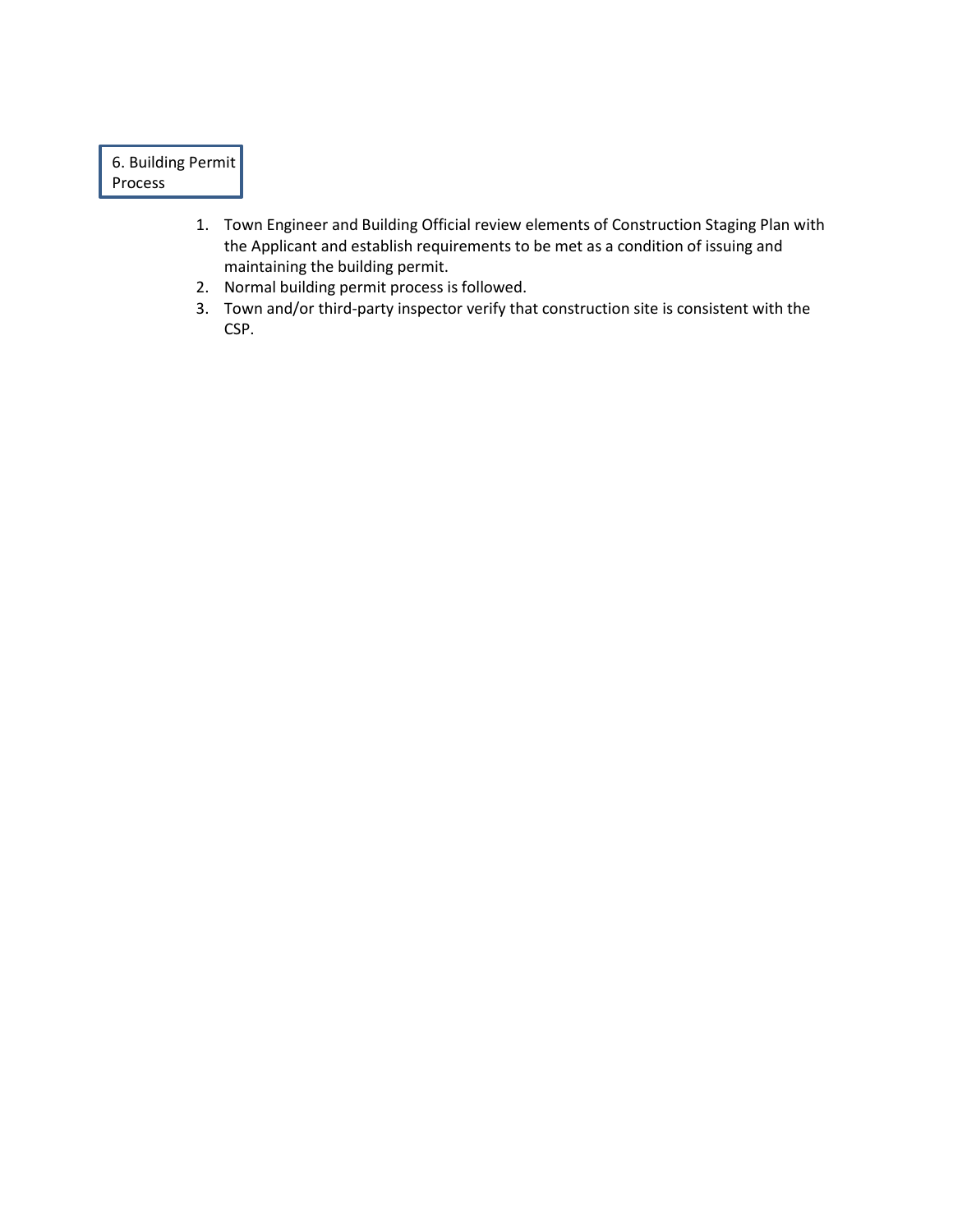## 6. Building Permit Process

1. Town Engineer and Building Official review elements of Construction Staging Plan with the Applicant and establish requirements to be met as a condition of issuing and maintaining the building permit.
2. Normal building permit process is followed.
3. Town and/or third-party inspector verify that construction site is consistent with the CSP.